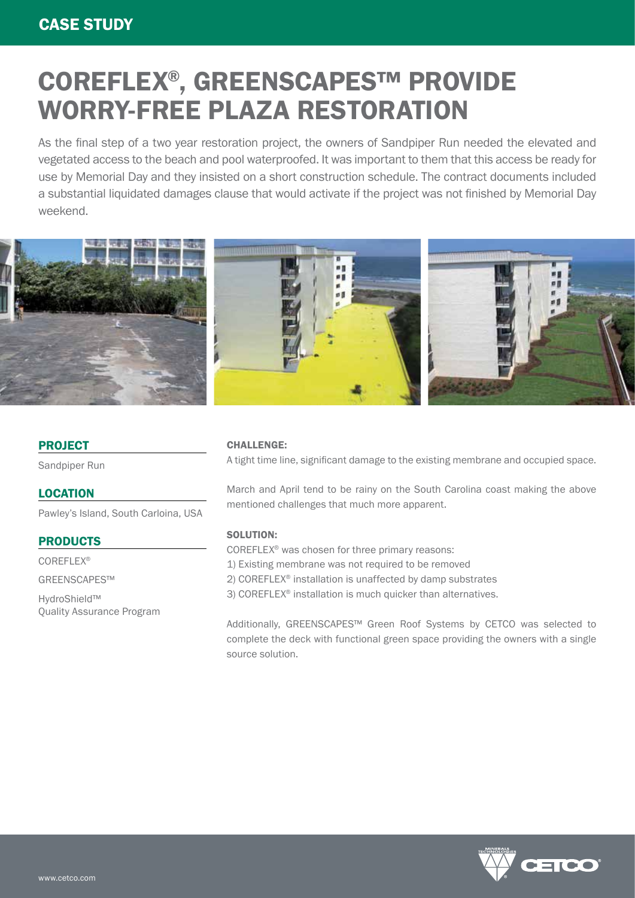CASE STUDY

# COREFLEX®, GREENSCAPES™ PROVIDE WORRY-FREE PLAZA RESTORATION

As the final step of a two year restoration project, the owners of Sandpiper Run needed the elevated and vegetated access to the beach and pool waterproofed. It was important to them that this access be ready for use by Memorial Day and they insisted on a short construction schedule. The contract documents included a substantial liquidated damages clause that would activate if the project was not finished by Memorial Day weekend.

## PROJECT

Sandpiper Run

## LOCATION

Pawley's Island, South Carloina, USA

## PRODUCTS

COREFLEX®

GREENSCAPES™

HydroShield™ Quality Assurance Program

**CHALLENGE:**

A tight time line, significant damage to the existing membrane and occupied space.

March and April tend to be rainy on the South Carolina coast making the above mentioned challenges that much more apparent.

**SOLUTION:**

COREFLEX® was chosen for three primary reasons:

1) Existing membrane was not required to be removed
2) COREFLEX® installation is unaffected by damp substrates
3) COREFLEX® installation is much quicker than alternatives.

Additionally, GREENSCAPES™ Green Roof Systems by CETCO was selected to complete the deck with functional green space providing the owners with a single source solution.

www.cetco.com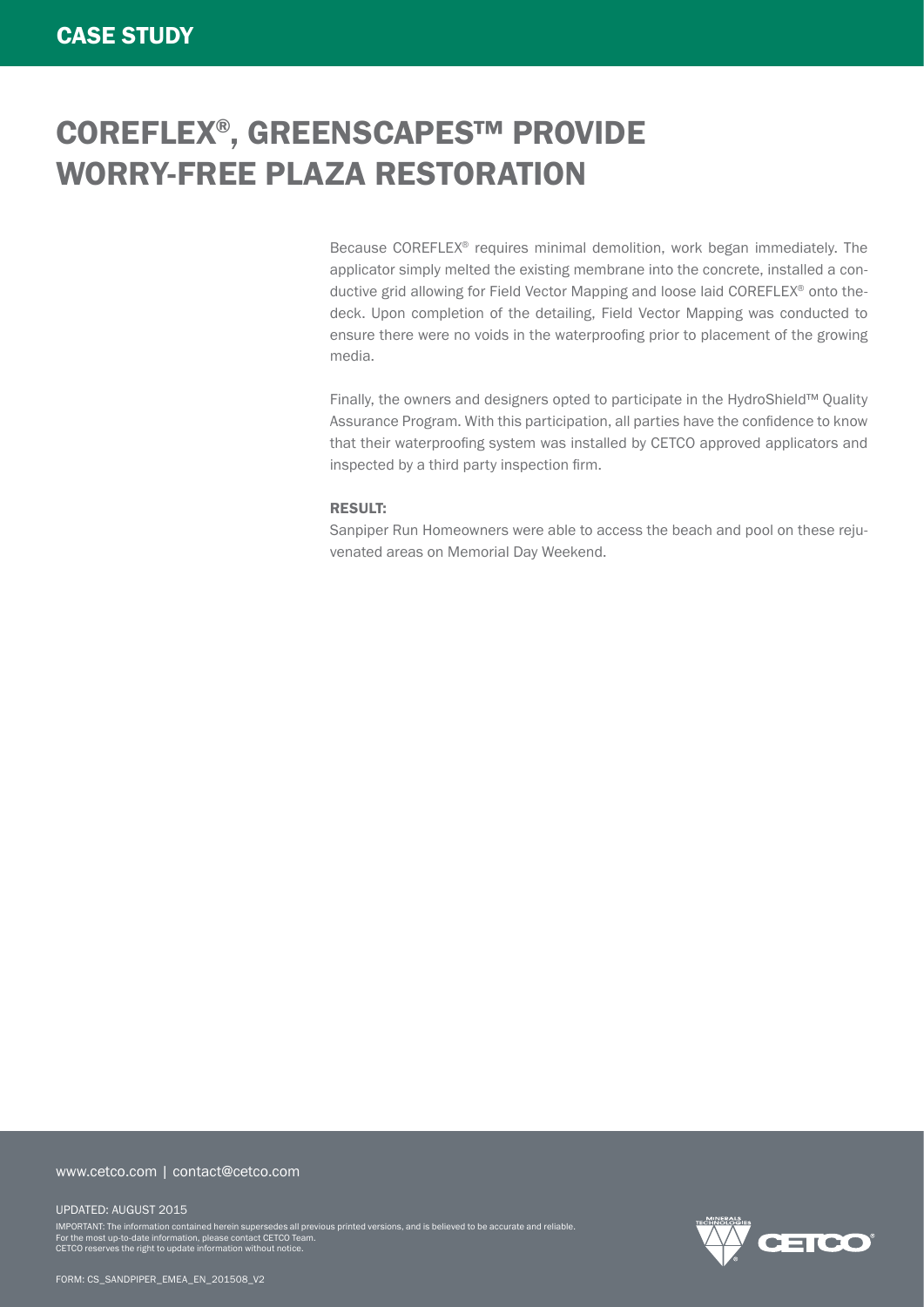# COREFLEX®, GREENSCAPES™ PROVIDE WORRY-FREE PLAZA RESTORATION

Because COREFLEX® requires minimal demolition, work began immediately. The applicator simply melted the existing membrane into the concrete, installed a conductive grid allowing for Field Vector Mapping and loose laid COREFLEX® onto thedeck. Upon completion of the detailing, Field Vector Mapping was conducted to ensure there were no voids in the waterproofing prior to placement of the growing media.

Finally, the owners and designers opted to participate in the HydroShield™ Quality Assurance Program. With this participation, all parties have the confidence to know that their waterproofing system was installed by CETCO approved applicators and inspected by a third party inspection firm.

**RESULT:**

Sanpiper Run Homeowners were able to access the beach and pool on these rejuvenated areas on Memorial Day Weekend.

www.cetco.com | contact@cetco.com

UPDATED: AUGUST 2015

IMPORTANT: The information contained herein supersedes all previous printed versions, and is believed to be accurate and reliable. For the most up-to-date information, please contact CETCO Team. CETCO reserves the right to update information without notice.

FORM: CS_SANDPIPER_EMEA_EN_201508_V2